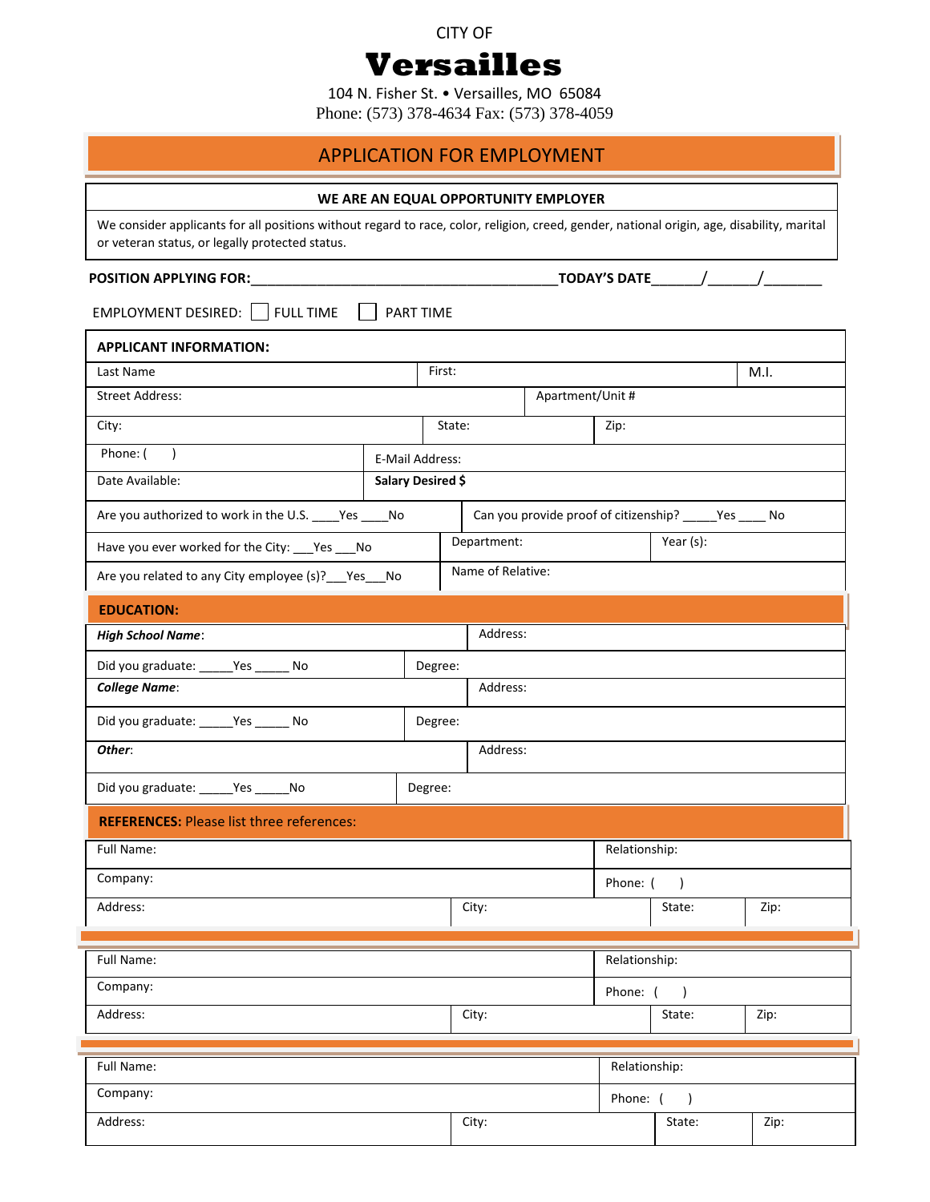CITY OF

# Versailles

104 N. Fisher St. • Versailles, MO 65084
Phone: (573) 378-4634 Fax: (573) 378-4059

## APPLICATION FOR EMPLOYMENT

**WE ARE AN EQUAL OPPORTUNITY EMPLOYER**

We consider applicants for all positions without regard to race, color, religion, creed, gender, national origin, age, disability, marital or veteran status, or legally protected status.

**POSITION APPLYING FOR:**_________________________________________**TODAY'S DATE**______/______/_______

EMPLOYMENT DESIRED: ☐ FULL TIME ☐ PART TIME

**APPLICANT INFORMATION:**

| | | |
|---|---|---|
| Last Name | First: | M.I. |
| Street Address: | Apartment/Unit # | |
| City: | State: | Zip: |
| Phone: ( ) | E-Mail Address: | |
| Date Available: | **Salary Desired $** | |
| Are you authorized to work in the U.S. ____Yes ____No | Can you provide proof of citizenship? _____Yes ____ No | |
| Have you ever worked for the City: ___Yes ___No | Department: | Year (s): |
| Are you related to any City employee (s)?___Yes___No | Name of Relative: | |

**EDUCATION:**

| | |
|---|---|
| ***High School Name***: | Address: |
| Did you graduate: _____Yes _____ No | Degree: |
| ***College Name***: | Address: |
| Did you graduate: _____Yes _____ No | Degree: |
| ***Other***: | Address: |
| Did you graduate: _____Yes _____No | Degree: |

**REFERENCES:** Please list three references:

| | | | |
|---|---|---|---|
| Full Name: | | Relationship: | |
| Company: | | Phone: ( ) | |
| Address: | City: | State: | Zip: |

| | | | |
|---|---|---|---|
| Full Name: | | Relationship: | |
| Company: | | Phone: ( ) | |
| Address: | City: | State: | Zip: |

| | | | |
|---|---|---|---|
| Full Name: | | Relationship: | |
| Company: | | Phone: ( ) | |
| Address: | City: | State: | Zip: |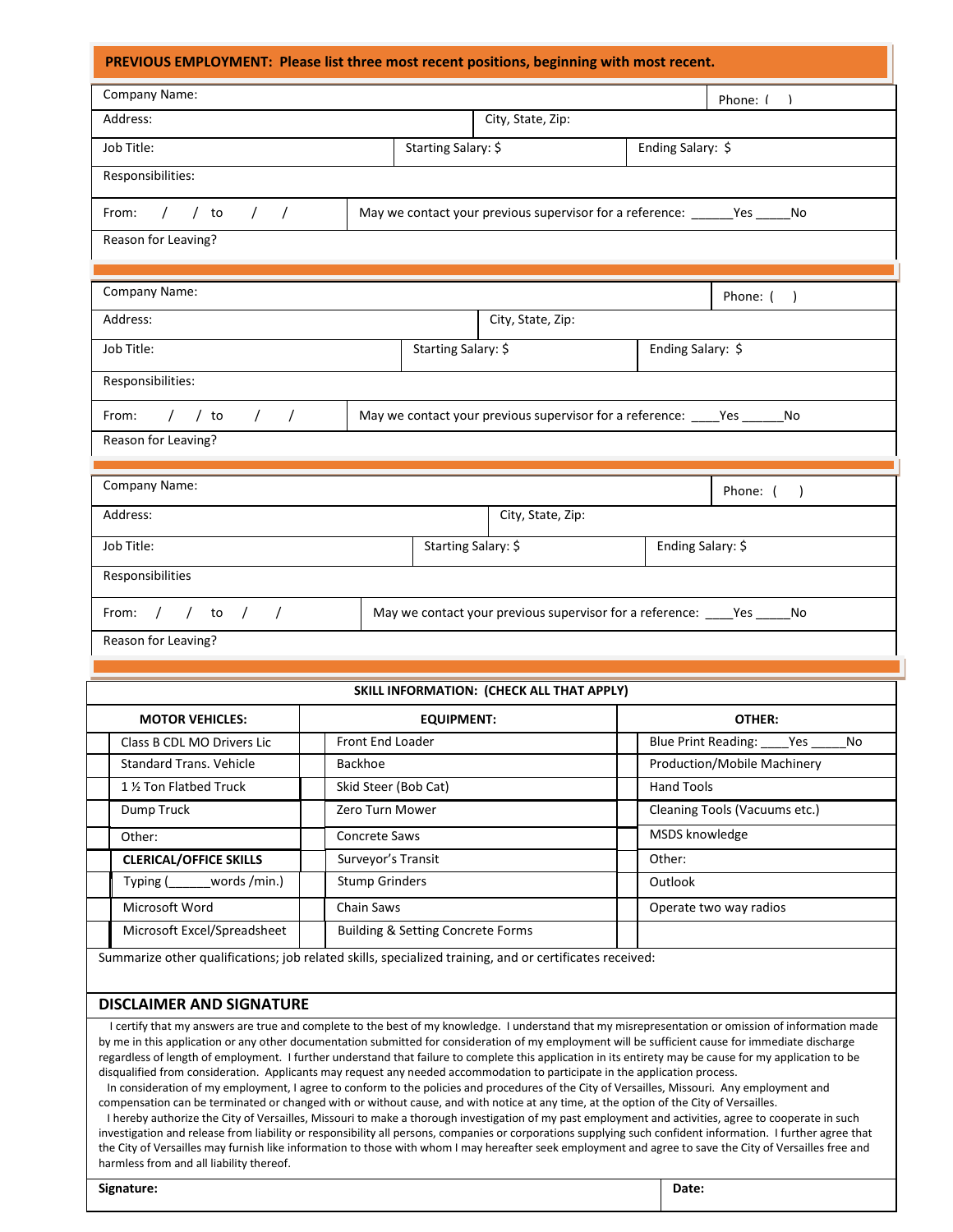## PREVIEW EMPLOYMENT: Please list three most recent positions, beginning with most recent.

| | | |
|---|---|---|
| Company Name: | | Phone: ( ) |
| Address: | City, State, Zip: | |
| Job Title: | Starting Salary: $ | Ending Salary: $ |
| Responsibilities: | | |
| From: / / to / / | May we contact your previous supervisor for a reference: ______Yes _____No | |
| Reason for Leaving? | | |

| | | |
|---|---|---|
| Company Name: | | Phone: ( ) |
| Address: | City, State, Zip: | |
| Job Title: | Starting Salary: $ | Ending Salary: $ |
| Responsibilities: | | |
| From: / / to / / | May we contact your previous supervisor for a reference: ____Yes ______No | |
| Reason for Leaving? | | |

| | | |
|---|---|---|
| Company Name: | | Phone: ( ) |
| Address: | City, State, Zip: | |
| Job Title: | Starting Salary: $ | Ending Salary: $ |
| Responsibilities | | |
| From: / / to / / | May we contact your previous supervisor for a reference: ____Yes _____No | |
| Reason for Leaving? | | |

**SKILL INFORMATION: (CHECK ALL THAT APPLY)**

| | MOTOR VEHICLES: | | EQUIPMENT: | | OTHER: |
|---|---|---|---|---|---|
| | Class B CDL MO Drivers Lic | | Front End Loader | | Blue Print Reading: ____Yes _____No |
| | Standard Trans. Vehicle | | Backhoe | | Production/Mobile Machinery |
| | 1 ½ Ton Flatbed Truck | | Skid Steer (Bob Cat) | | Hand Tools |
| | Dump Truck | | Zero Turn Mower | | Cleaning Tools (Vacuums etc.) |
| | Other: | | Concrete Saws | | MSDS knowledge |
| | **CLERICAL/OFFICE SKILLS** | | Surveyor's Transit | | Other: |
| | Typing (______words /min.) | | Stump Grinders | | Outlook |
| | Microsoft Word | | Chain Saws | | Operate two way radios |
| | Microsoft Excel/Spreadsheet | | Building & Setting Concrete Forms | | |

Summarize other qualifications; job related skills, specialized training, and or certificates received:

## DISCLAIMER AND SIGNATURE

I certify that my answers are true and complete to the best of my knowledge. I understand that my misrepresentation or omission of information made by me in this application or any other documentation submitted for consideration of my employment will be sufficient cause for immediate discharge regardless of length of employment. I further understand that failure to complete this application in its entirety may be cause for my application to be disqualified from consideration. Applicants may request any needed accommodation to participate in the application process.

In consideration of my employment, I agree to conform to the policies and procedures of the City of Versailles, Missouri. Any employment and compensation can be terminated or changed with or without cause, and with notice at any time, at the option of the City of Versailles.

I hereby authorize the City of Versailles, Missouri to make a thorough investigation of my past employment and activities, agree to cooperate in such investigation and release from liability or responsibility all persons, companies or corporations supplying such confident information. I further agree that the City of Versailles may furnish like information to those with whom I may hereafter seek employment and agree to save the City of Versailles free and harmless from and all liability thereof.

| | |
|---|---|
| **Signature:** | **Date:** |